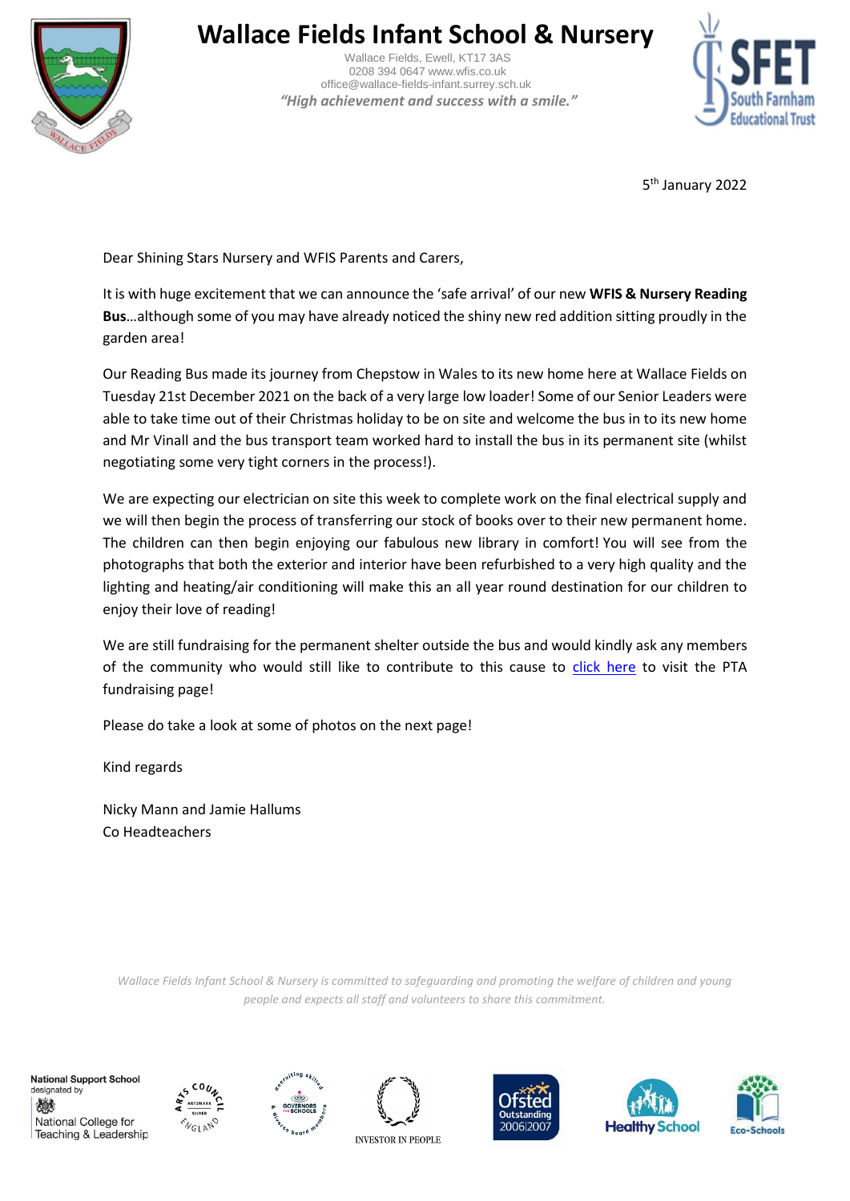# Wallace Fields Infant School & Nursery

Wallace Fields, Ewell, KT17 3AS
0208 394 0647 www.wfis.co.uk
office@wallace-fields-infant.surrey.sch.uk

*"High achievement and success with a smile."*

5th January 2022

Dear Shining Stars Nursery and WFIS Parents and Carers,

It is with huge excitement that we can announce the 'safe arrival' of our new **WFIS & Nursery Reading Bus**…although some of you may have already noticed the shiny new red addition sitting proudly in the garden area!

Our Reading Bus made its journey from Chepstow in Wales to its new home here at Wallace Fields on Tuesday 21st December 2021 on the back of a very large low loader! Some of our Senior Leaders were able to take time out of their Christmas holiday to be on site and welcome the bus in to its new home and Mr Vinall and the bus transport team worked hard to install the bus in its permanent site (whilst negotiating some very tight corners in the process!).

We are expecting our electrician on site this week to complete work on the final electrical supply and we will then begin the process of transferring our stock of books over to their new permanent home. The children can then begin enjoying our fabulous new library in comfort! You will see from the photographs that both the exterior and interior have been refurbished to a very high quality and the lighting and heating/air conditioning will make this an all year round destination for our children to enjoy their love of reading!

We are still fundraising for the permanent shelter outside the bus and would kindly ask any members of the community who would still like to contribute to this cause to click here to visit the PTA fundraising page!

Please do take a look at some of photos on the next page!

Kind regards

Nicky Mann and Jamie Hallums
Co Headteachers

*Wallace Fields Infant School & Nursery is committed to safeguarding and promoting the welfare of children and young people and expects all staff and volunteers to share this commitment.*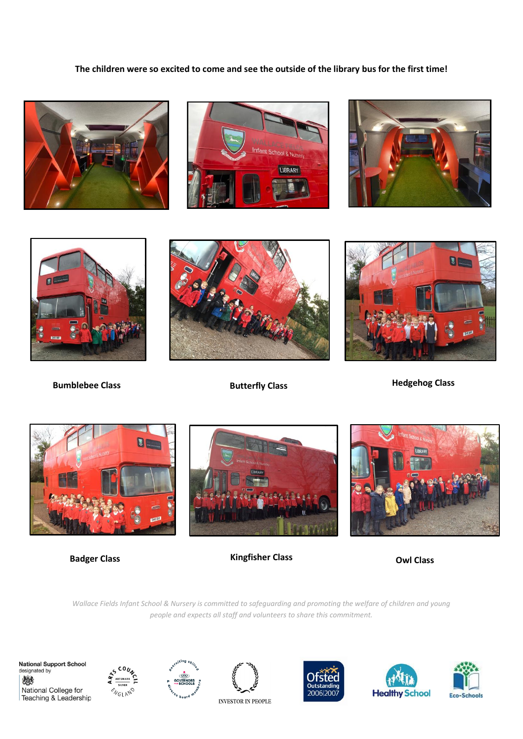**The children were so excited to come and see the outside of the library bus for the first time!**

**Bumblebee Class**

**Butterfly Class**

**Hedgehog Class**

**Badger Class**

**Kingfisher Class**

**Owl Class**

*Wallace Fields Infant School & Nursery is committed to safeguarding and promoting the welfare of children and young people and expects all staff and volunteers to share this commitment.*

National Support School designated by National College for Teaching & Leadership

Arts Council England Artsmark Silver

Governors for Schools

Investor in People

Ofsted Outstanding 2006|2007

Healthy School

Eco-Schools